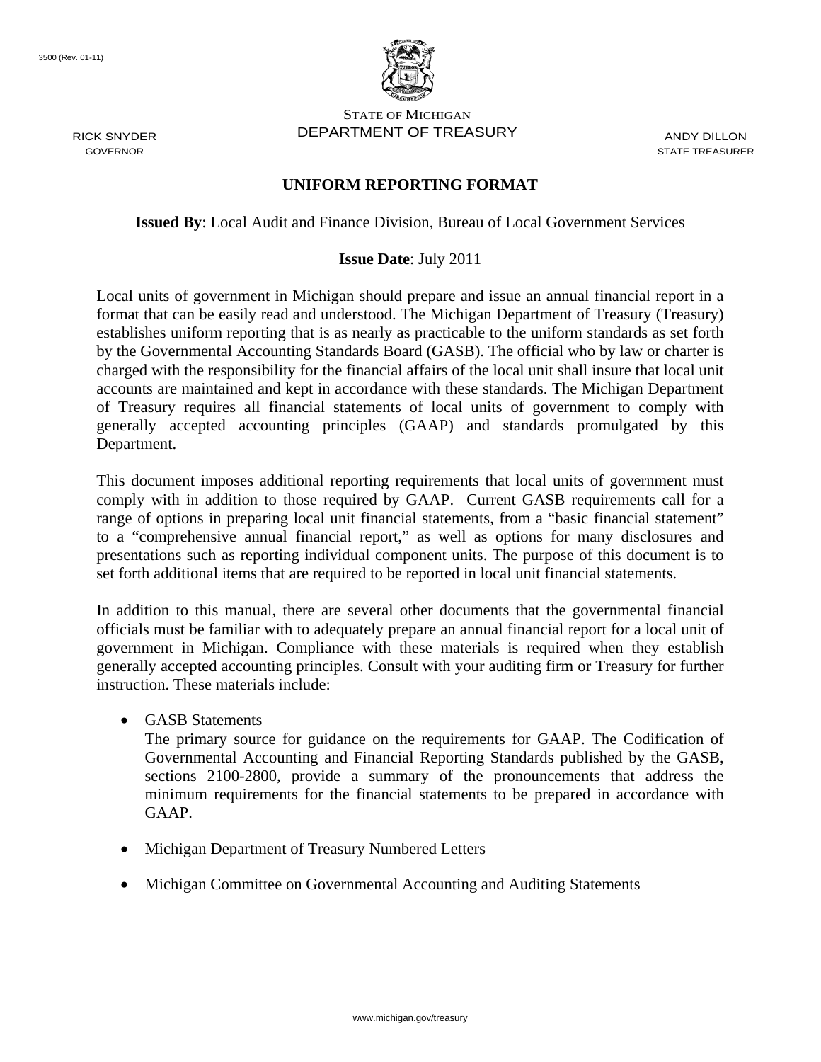3500 (Rev. 01-11)

STATE OF MICHIGAN
DEPARTMENT OF TREASURY

RICK SNYDER
GOVERNOR

ANDY DILLON
STATE TREASURER

# UNIFORM REPORTING FORMAT

**Issued By**: Local Audit and Finance Division, Bureau of Local Government Services

**Issue Date**: July 2011

Local units of government in Michigan should prepare and issue an annual financial report in a format that can be easily read and understood. The Michigan Department of Treasury (Treasury) establishes uniform reporting that is as nearly as practicable to the uniform standards as set forth by the Governmental Accounting Standards Board (GASB). The official who by law or charter is charged with the responsibility for the financial affairs of the local unit shall insure that local unit accounts are maintained and kept in accordance with these standards. The Michigan Department of Treasury requires all financial statements of local units of government to comply with generally accepted accounting principles (GAAP) and standards promulgated by this Department.

This document imposes additional reporting requirements that local units of government must comply with in addition to those required by GAAP. Current GASB requirements call for a range of options in preparing local unit financial statements, from a "basic financial statement" to a "comprehensive annual financial report," as well as options for many disclosures and presentations such as reporting individual component units. The purpose of this document is to set forth additional items that are required to be reported in local unit financial statements.

In addition to this manual, there are several other documents that the governmental financial officials must be familiar with to adequately prepare an annual financial report for a local unit of government in Michigan. Compliance with these materials is required when they establish generally accepted accounting principles. Consult with your auditing firm or Treasury for further instruction. These materials include:

- GASB Statements
  The primary source for guidance on the requirements for GAAP. The Codification of Governmental Accounting and Financial Reporting Standards published by the GASB, sections 2100-2800, provide a summary of the pronouncements that address the minimum requirements for the financial statements to be prepared in accordance with GAAP.

- Michigan Department of Treasury Numbered Letters

- Michigan Committee on Governmental Accounting and Auditing Statements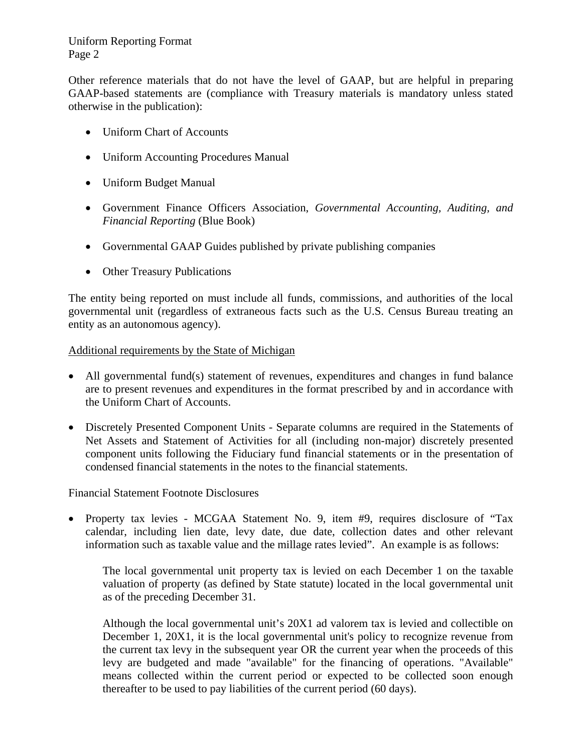Other reference materials that do not have the level of GAAP, but are helpful in preparing GAAP-based statements are (compliance with Treasury materials is mandatory unless stated otherwise in the publication):

- Uniform Chart of Accounts
- Uniform Accounting Procedures Manual
- Uniform Budget Manual
- Government Finance Officers Association, *Governmental Accounting, Auditing, and Financial Reporting* (Blue Book)
- Governmental GAAP Guides published by private publishing companies
- Other Treasury Publications

The entity being reported on must include all funds, commissions, and authorities of the local governmental unit (regardless of extraneous facts such as the U.S. Census Bureau treating an entity as an autonomous agency).

<u>Additional requirements by the State of Michigan</u>

- All governmental fund(s) statement of revenues, expenditures and changes in fund balance are to present revenues and expenditures in the format prescribed by and in accordance with the Uniform Chart of Accounts.
- Discretely Presented Component Units - Separate columns are required in the Statements of Net Assets and Statement of Activities for all (including non-major) discretely presented component units following the Fiduciary fund financial statements or in the presentation of condensed financial statements in the notes to the financial statements.

Financial Statement Footnote Disclosures

- Property tax levies - MCGAA Statement No. 9, item #9, requires disclosure of "Tax calendar, including lien date, levy date, due date, collection dates and other relevant information such as taxable value and the millage rates levied". An example is as follows:

  The local governmental unit property tax is levied on each December 1 on the taxable valuation of property (as defined by State statute) located in the local governmental unit as of the preceding December 31.

  Although the local governmental unit's 20X1 ad valorem tax is levied and collectible on December 1, 20X1, it is the local governmental unit's policy to recognize revenue from the current tax levy in the subsequent year OR the current year when the proceeds of this levy are budgeted and made "available" for the financing of operations. "Available" means collected within the current period or expected to be collected soon enough thereafter to be used to pay liabilities of the current period (60 days).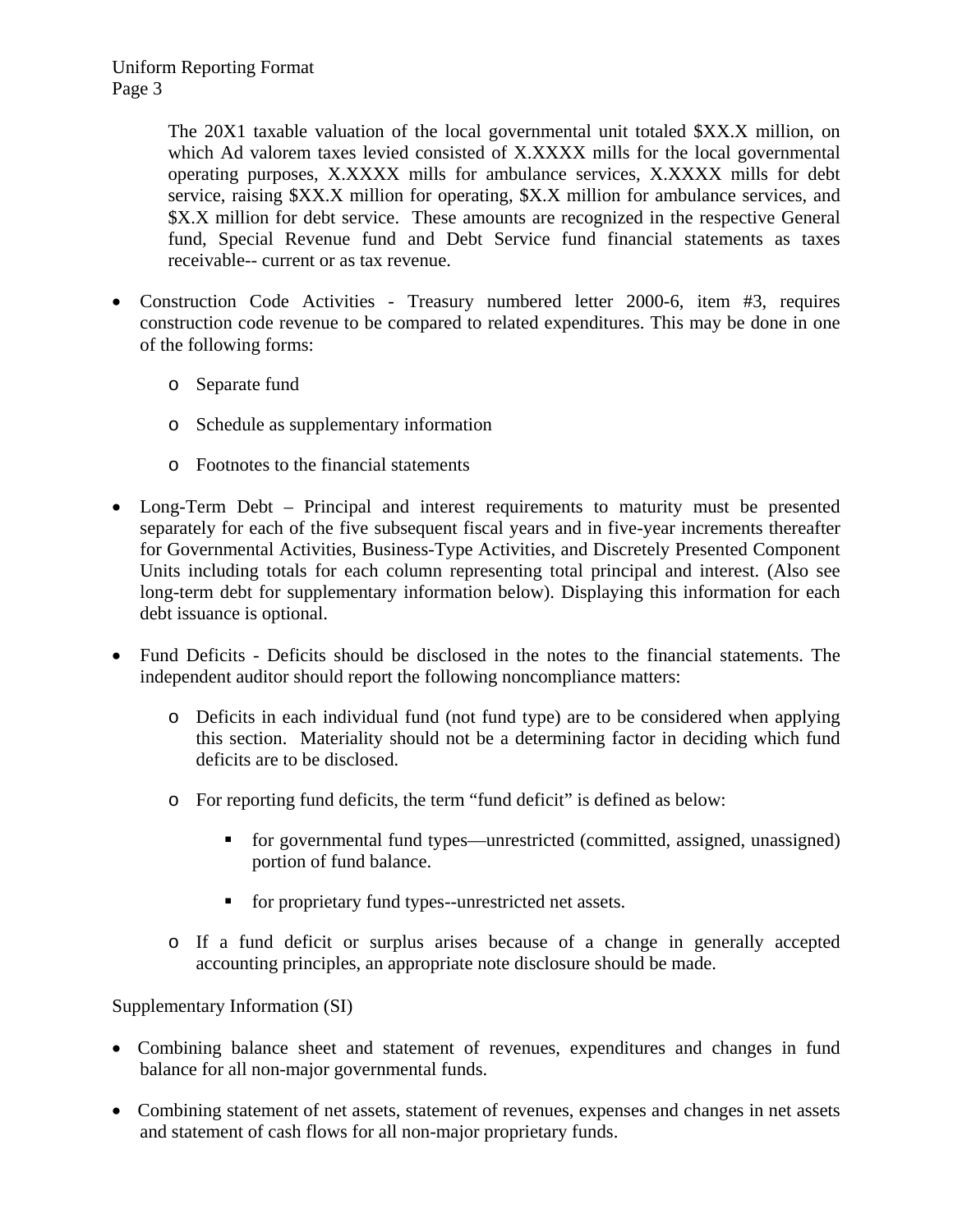The 20X1 taxable valuation of the local governmental unit totaled $XX.X million, on which Ad valorem taxes levied consisted of X.XXXX mills for the local governmental operating purposes, X.XXXX mills for ambulance services, X.XXXX mills for debt service, raising $XX.X million for operating, $X.X million for ambulance services, and $X.X million for debt service. These amounts are recognized in the respective General fund, Special Revenue fund and Debt Service fund financial statements as taxes receivable-- current or as tax revenue.

- Construction Code Activities - Treasury numbered letter 2000-6, item #3, requires construction code revenue to be compared to related expenditures. This may be done in one of the following forms:
  - Separate fund
  - Schedule as supplementary information
  - Footnotes to the financial statements
- Long-Term Debt – Principal and interest requirements to maturity must be presented separately for each of the five subsequent fiscal years and in five-year increments thereafter for Governmental Activities, Business-Type Activities, and Discretely Presented Component Units including totals for each column representing total principal and interest. (Also see long-term debt for supplementary information below). Displaying this information for each debt issuance is optional.
- Fund Deficits - Deficits should be disclosed in the notes to the financial statements. The independent auditor should report the following noncompliance matters:
  - Deficits in each individual fund (not fund type) are to be considered when applying this section. Materiality should not be a determining factor in deciding which fund deficits are to be disclosed.
  - For reporting fund deficits, the term "fund deficit" is defined as below:
    - for governmental fund types—unrestricted (committed, assigned, unassigned) portion of fund balance.
    - for proprietary fund types--unrestricted net assets.
  - If a fund deficit or surplus arises because of a change in generally accepted accounting principles, an appropriate note disclosure should be made.

Supplementary Information (SI)

- Combining balance sheet and statement of revenues, expenditures and changes in fund balance for all non-major governmental funds.
- Combining statement of net assets, statement of revenues, expenses and changes in net assets and statement of cash flows for all non-major proprietary funds.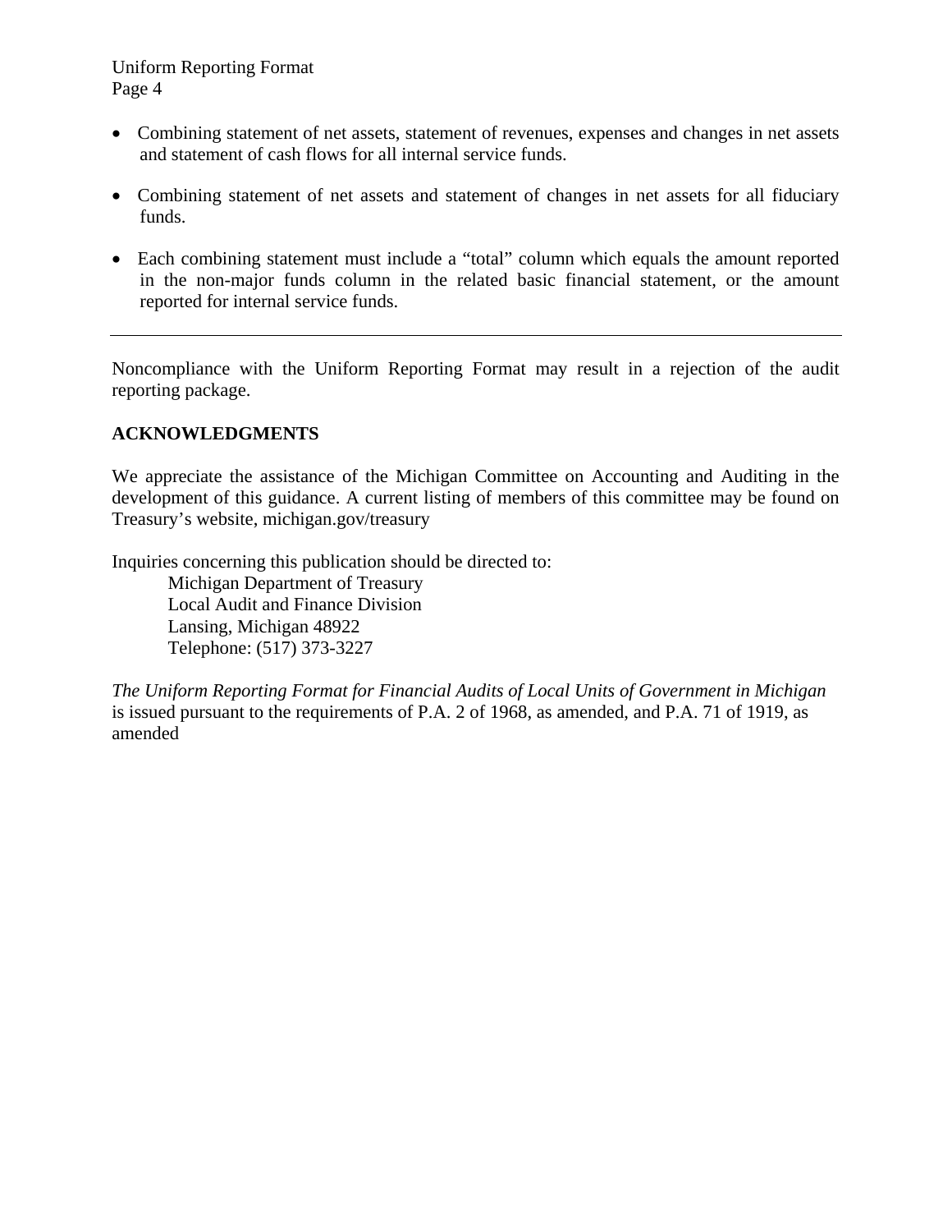- Combining statement of net assets, statement of revenues, expenses and changes in net assets and statement of cash flows for all internal service funds.

- Combining statement of net assets and statement of changes in net assets for all fiduciary funds.

- Each combining statement must include a "total" column which equals the amount reported in the non-major funds column in the related basic financial statement, or the amount reported for internal service funds.

---

Noncompliance with the Uniform Reporting Format may result in a rejection of the audit reporting package.

**ACKNOWLEDGMENTS**

We appreciate the assistance of the Michigan Committee on Accounting and Auditing in the development of this guidance. A current listing of members of this committee may be found on Treasury's website, michigan.gov/treasury

Inquiries concerning this publication should be directed to:

Michigan Department of Treasury
Local Audit and Finance Division
Lansing, Michigan 48922
Telephone: (517) 373-3227

*The Uniform Reporting Format for Financial Audits of Local Units of Government in Michigan* is issued pursuant to the requirements of P.A. 2 of 1968, as amended, and P.A. 71 of 1919, as amended